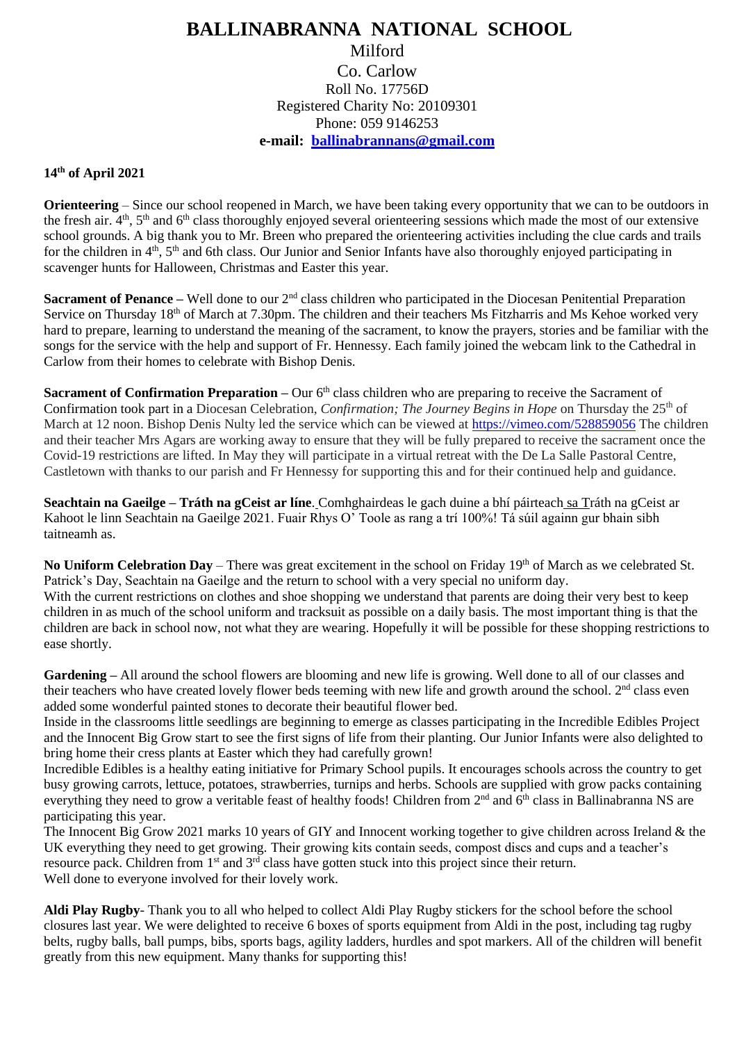# BALLINABRANNA NATIONAL SCHOOL

Milford
Co. Carlow
Roll No. 17756D
Registered Charity No: 20109301
Phone: 059 9146253
**e-mail: ballinabrannans@gmail.com**

**14th of April 2021**

**Orienteering** – Since our school reopened in March, we have been taking every opportunity that we can to be outdoors in the fresh air. 4th, 5th and 6th class thoroughly enjoyed several orienteering sessions which made the most of our extensive school grounds. A big thank you to Mr. Breen who prepared the orienteering activities including the clue cards and trails for the children in 4th, 5th and 6th class. Our Junior and Senior Infants have also thoroughly enjoyed participating in scavenger hunts for Halloween, Christmas and Easter this year.

**Sacrament of Penance** – Well done to our 2nd class children who participated in the Diocesan Penitential Preparation Service on Thursday 18th of March at 7.30pm. The children and their teachers Ms Fitzharris and Ms Kehoe worked very hard to prepare, learning to understand the meaning of the sacrament, to know the prayers, stories and be familiar with the songs for the service with the help and support of Fr. Hennessy. Each family joined the webcam link to the Cathedral in Carlow from their homes to celebrate with Bishop Denis.

**Sacrament of Confirmation Preparation** – Our 6th class children who are preparing to receive the Sacrament of Confirmation took part in a Diocesan Celebration, *Confirmation; The Journey Begins in Hope* on Thursday the 25th of March at 12 noon. Bishop Denis Nulty led the service which can be viewed at https://vimeo.com/528859056 The children and their teacher Mrs Agars are working away to ensure that they will be fully prepared to receive the sacrament once the Covid-19 restrictions are lifted. In May they will participate in a virtual retreat with the De La Salle Pastoral Centre, Castletown with thanks to our parish and Fr Hennessy for supporting this and for their continued help and guidance.

**Seachtain na Gaeilge – Tráth na gCeist ar líne**. Comhghairdeas le gach duine a bhí páirteach sa Tráth na gCeist ar Kahoot le linn Seachtain na Gaeilge 2021. Fuair Rhys O' Toole as rang a trí 100%! Tá súil againn gur bhain sibh taitneamh as.

**No Uniform Celebration Day** – There was great excitement in the school on Friday 19th of March as we celebrated St. Patrick's Day, Seachtain na Gaeilge and the return to school with a very special no uniform day.
With the current restrictions on clothes and shoe shopping we understand that parents are doing their very best to keep children in as much of the school uniform and tracksuit as possible on a daily basis. The most important thing is that the children are back in school now, not what they are wearing. Hopefully it will be possible for these shopping restrictions to ease shortly.

**Gardening** – All around the school flowers are blooming and new life is growing. Well done to all of our classes and their teachers who have created lovely flower beds teeming with new life and growth around the school. 2nd class even added some wonderful painted stones to decorate their beautiful flower bed.
Inside in the classrooms little seedlings are beginning to emerge as classes participating in the Incredible Edibles Project and the Innocent Big Grow start to see the first signs of life from their planting. Our Junior Infants were also delighted to bring home their cress plants at Easter which they had carefully grown!
Incredible Edibles is a healthy eating initiative for Primary School pupils. It encourages schools across the country to get busy growing carrots, lettuce, potatoes, strawberries, turnips and herbs. Schools are supplied with grow packs containing everything they need to grow a veritable feast of healthy foods! Children from 2nd and 6th class in Ballinabranna NS are participating this year.
The Innocent Big Grow 2021 marks 10 years of GIY and Innocent working together to give children across Ireland & the UK everything they need to get growing. Their growing kits contain seeds, compost discs and cups and a teacher's resource pack. Children from 1st and 3rd class have gotten stuck into this project since their return.
Well done to everyone involved for their lovely work.

**Aldi Play Rugby**- Thank you to all who helped to collect Aldi Play Rugby stickers for the school before the school closures last year. We were delighted to receive 6 boxes of sports equipment from Aldi in the post, including tag rugby belts, rugby balls, ball pumps, bibs, sports bags, agility ladders, hurdles and spot markers. All of the children will benefit greatly from this new equipment. Many thanks for supporting this!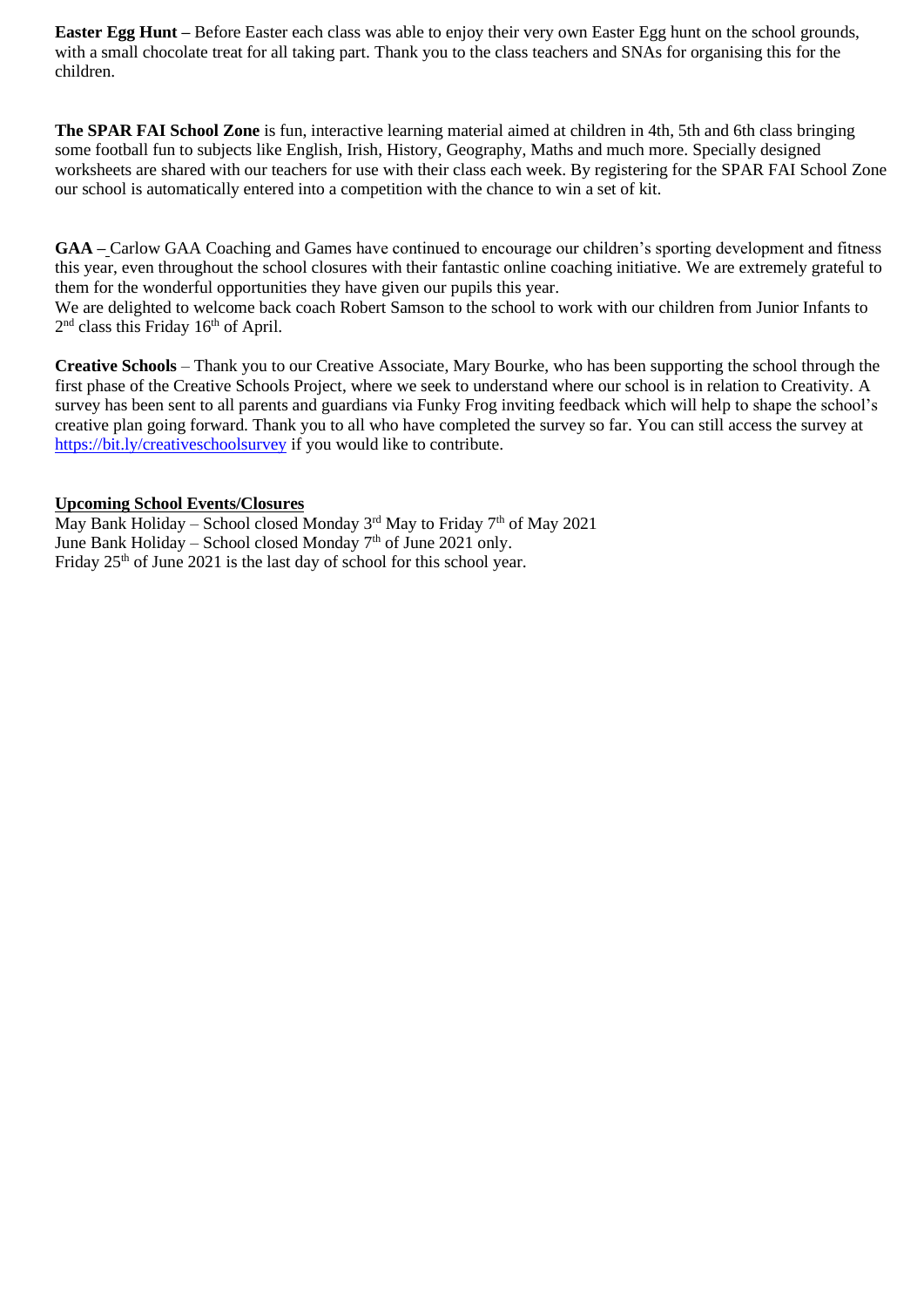**Easter Egg Hunt –** Before Easter each class was able to enjoy their very own Easter Egg hunt on the school grounds, with a small chocolate treat for all taking part. Thank you to the class teachers and SNAs for organising this for the children.

**The SPAR FAI School Zone** is fun, interactive learning material aimed at children in 4th, 5th and 6th class bringing some football fun to subjects like English, Irish, History, Geography, Maths and much more. Specially designed worksheets are shared with our teachers for use with their class each week. By registering for the SPAR FAI School Zone our school is automatically entered into a competition with the chance to win a set of kit.

**GAA –** Carlow GAA Coaching and Games have continued to encourage our children's sporting development and fitness this year, even throughout the school closures with their fantastic online coaching initiative. We are extremely grateful to them for the wonderful opportunities they have given our pupils this year.
We are delighted to welcome back coach Robert Samson to the school to work with our children from Junior Infants to 2nd class this Friday 16th of April.

**Creative Schools** – Thank you to our Creative Associate, Mary Bourke, who has been supporting the school through the first phase of the Creative Schools Project, where we seek to understand where our school is in relation to Creativity. A survey has been sent to all parents and guardians via Funky Frog inviting feedback which will help to shape the school's creative plan going forward. Thank you to all who have completed the survey so far. You can still access the survey at https://bit.ly/creativeschoolsurvey if you would like to contribute.

**Upcoming School Events/Closures**

May Bank Holiday – School closed Monday 3rd May to Friday 7th of May 2021
June Bank Holiday – School closed Monday 7th of June 2021 only.
Friday 25th of June 2021 is the last day of school for this school year.